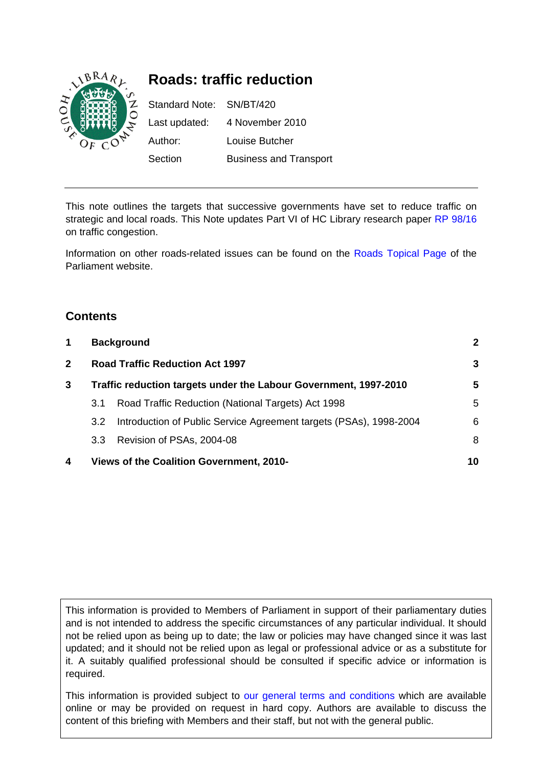# Roads: traffic reduction

| | |
|---|---|
| Standard Note: | SN/BT/420 |
| Last updated: | 4 November 2010 |
| Author: | Louise Butcher |
| Section | Business and Transport |

This note outlines the targets that successive governments have set to reduce traffic on strategic and local roads. This Note updates Part VI of HC Library research paper RP 98/16 on traffic congestion.

Information on other roads-related issues can be found on the Roads Topical Page of the Parliament website.

## Contents

| | | |
|---|---|---|
| **1** | **Background** | **2** |
| **2** | **Road Traffic Reduction Act 1997** | **3** |
| **3** | **Traffic reduction targets under the Labour Government, 1997-2010** | **5** |
| 3.1 | Road Traffic Reduction (National Targets) Act 1998 | 5 |
| 3.2 | Introduction of Public Service Agreement targets (PSAs), 1998-2004 | 6 |
| 3.3 | Revision of PSAs, 2004-08 | 8 |
| **4** | **Views of the Coalition Government, 2010-** | **10** |

This information is provided to Members of Parliament in support of their parliamentary duties and is not intended to address the specific circumstances of any particular individual. It should not be relied upon as being up to date; the law or policies may have changed since it was last updated; and it should not be relied upon as legal or professional advice or as a substitute for it. A suitably qualified professional should be consulted if specific advice or information is required.

This information is provided subject to our general terms and conditions which are available online or may be provided on request in hard copy. Authors are available to discuss the content of this briefing with Members and their staff, but not with the general public.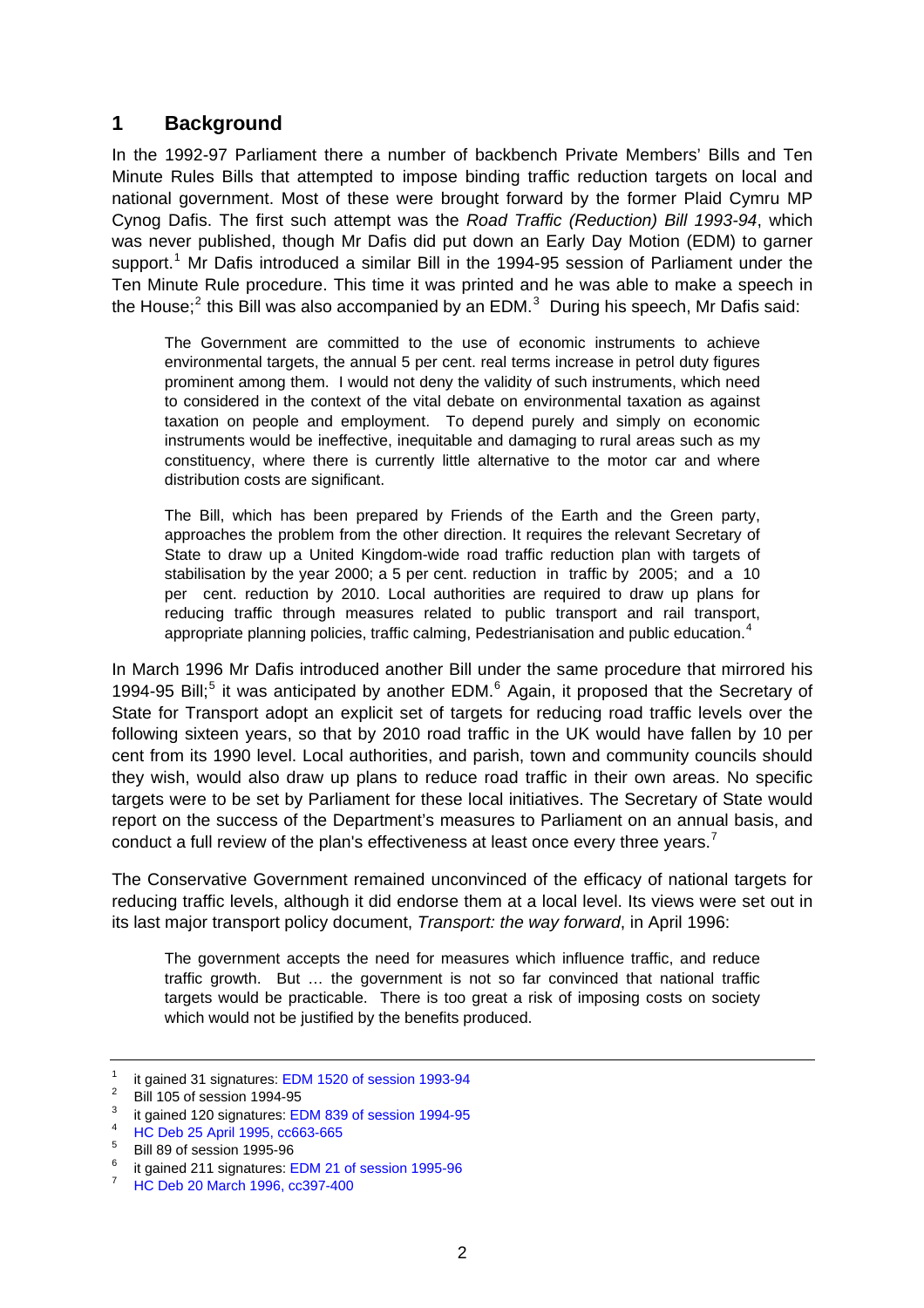## 1 Background

In the 1992-97 Parliament there a number of backbench Private Members' Bills and Ten Minute Rules Bills that attempted to impose binding traffic reduction targets on local and national government. Most of these were brought forward by the former Plaid Cymru MP Cynog Dafis. The first such attempt was the *Road Traffic (Reduction) Bill 1993-94*, which was never published, though Mr Dafis did put down an Early Day Motion (EDM) to garner support.[1] Mr Dafis introduced a similar Bill in the 1994-95 session of Parliament under the Ten Minute Rule procedure. This time it was printed and he was able to make a speech in the House;[2] this Bill was also accompanied by an EDM.[3] During his speech, Mr Dafis said:

> The Government are committed to the use of economic instruments to achieve environmental targets, the annual 5 per cent. real terms increase in petrol duty figures prominent among them. I would not deny the validity of such instruments, which need to considered in the context of the vital debate on environmental taxation as against taxation on people and employment. To depend purely and simply on economic instruments would be ineffective, inequitable and damaging to rural areas such as my constituency, where there is currently little alternative to the motor car and where distribution costs are significant.
>
> The Bill, which has been prepared by Friends of the Earth and the Green party, approaches the problem from the other direction. It requires the relevant Secretary of State to draw up a United Kingdom-wide road traffic reduction plan with targets of stabilisation by the year 2000; a 5 per cent. reduction in traffic by 2005; and a 10 per cent. reduction by 2010. Local authorities are required to draw up plans for reducing traffic through measures related to public transport and rail transport, appropriate planning policies, traffic calming, Pedestrianisation and public education.[4]

In March 1996 Mr Dafis introduced another Bill under the same procedure that mirrored his 1994-95 Bill;[5] it was anticipated by another EDM.[6] Again, it proposed that the Secretary of State for Transport adopt an explicit set of targets for reducing road traffic levels over the following sixteen years, so that by 2010 road traffic in the UK would have fallen by 10 per cent from its 1990 level. Local authorities, and parish, town and community councils should they wish, would also draw up plans to reduce road traffic in their own areas. No specific targets were to be set by Parliament for these local initiatives. The Secretary of State would report on the success of the Department's measures to Parliament on an annual basis, and conduct a full review of the plan's effectiveness at least once every three years.[7]

The Conservative Government remained unconvinced of the efficacy of national targets for reducing traffic levels, although it did endorse them at a local level. Its views were set out in its last major transport policy document, *Transport: the way forward*, in April 1996:

> The government accepts the need for measures which influence traffic, and reduce traffic growth. But … the government is not so far convinced that national traffic targets would be practicable. There is too great a risk of imposing costs on society which would not be justified by the benefits produced.

---

[1] it gained 31 signatures: EDM 1520 of session 1993-94

[2] Bill 105 of session 1994-95

[3] it gained 120 signatures: EDM 839 of session 1994-95

[4] HC Deb 25 April 1995, cc663-665

[5] Bill 89 of session 1995-96

[6] it gained 211 signatures: EDM 21 of session 1995-96

[7] HC Deb 20 March 1996, cc397-400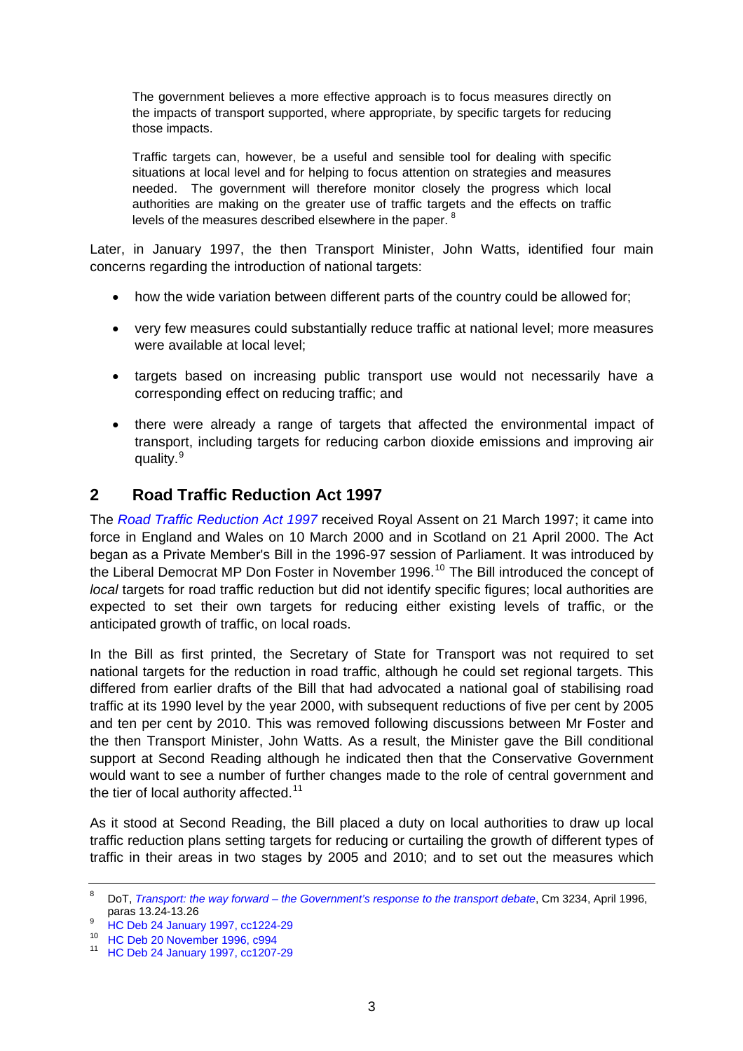> The government believes a more effective approach is to focus measures directly on the impacts of transport supported, where appropriate, by specific targets for reducing those impacts.
>
> Traffic targets can, however, be a useful and sensible tool for dealing with specific situations at local level and for helping to focus attention on strategies and measures needed. The government will therefore monitor closely the progress which local authorities are making on the greater use of traffic targets and the effects on traffic levels of the measures described elsewhere in the paper. [8]

Later, in January 1997, the then Transport Minister, John Watts, identified four main concerns regarding the introduction of national targets:

- how the wide variation between different parts of the country could be allowed for;
- very few measures could substantially reduce traffic at national level; more measures were available at local level;
- targets based on increasing public transport use would not necessarily have a corresponding effect on reducing traffic; and
- there were already a range of targets that affected the environmental impact of transport, including targets for reducing carbon dioxide emissions and improving air quality.[9]

## 2 Road Traffic Reduction Act 1997

The *Road Traffic Reduction Act 1997* received Royal Assent on 21 March 1997; it came into force in England and Wales on 10 March 2000 and in Scotland on 21 April 2000. The Act began as a Private Member's Bill in the 1996-97 session of Parliament. It was introduced by the Liberal Democrat MP Don Foster in November 1996.[10] The Bill introduced the concept of *local* targets for road traffic reduction but did not identify specific figures; local authorities are expected to set their own targets for reducing either existing levels of traffic, or the anticipated growth of traffic, on local roads.

In the Bill as first printed, the Secretary of State for Transport was not required to set national targets for the reduction in road traffic, although he could set regional targets. This differed from earlier drafts of the Bill that had advocated a national goal of stabilising road traffic at its 1990 level by the year 2000, with subsequent reductions of five per cent by 2005 and ten per cent by 2010. This was removed following discussions between Mr Foster and the then Transport Minister, John Watts. As a result, the Minister gave the Bill conditional support at Second Reading although he indicated then that the Conservative Government would want to see a number of further changes made to the role of central government and the tier of local authority affected.[11]

As it stood at Second Reading, the Bill placed a duty on local authorities to draw up local traffic reduction plans setting targets for reducing or curtailing the growth of different types of traffic in their areas in two stages by 2005 and 2010; and to set out the measures which

---

[8] DoT, *Transport: the way forward – the Government's response to the transport debate*, Cm 3234, April 1996, paras 13.24-13.26

[9] HC Deb 24 January 1997, cc1224-29

[10] HC Deb 20 November 1996, c994

[11] HC Deb 24 January 1997, cc1207-29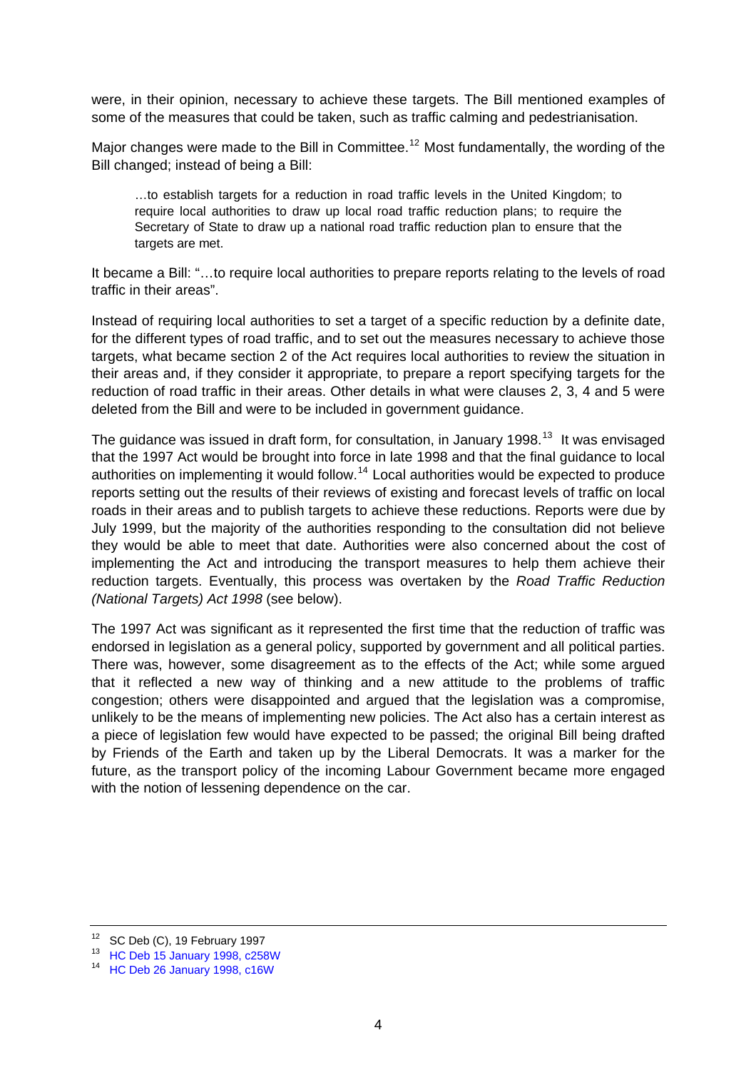were, in their opinion, necessary to achieve these targets. The Bill mentioned examples of some of the measures that could be taken, such as traffic calming and pedestrianisation.

Major changes were made to the Bill in Committee.[12] Most fundamentally, the wording of the Bill changed; instead of being a Bill:

> …to establish targets for a reduction in road traffic levels in the United Kingdom; to require local authorities to draw up local road traffic reduction plans; to require the Secretary of State to draw up a national road traffic reduction plan to ensure that the targets are met.

It became a Bill: "…to require local authorities to prepare reports relating to the levels of road traffic in their areas".

Instead of requiring local authorities to set a target of a specific reduction by a definite date, for the different types of road traffic, and to set out the measures necessary to achieve those targets, what became section 2 of the Act requires local authorities to review the situation in their areas and, if they consider it appropriate, to prepare a report specifying targets for the reduction of road traffic in their areas. Other details in what were clauses 2, 3, 4 and 5 were deleted from the Bill and were to be included in government guidance.

The guidance was issued in draft form, for consultation, in January 1998.[13] It was envisaged that the 1997 Act would be brought into force in late 1998 and that the final guidance to local authorities on implementing it would follow.[14] Local authorities would be expected to produce reports setting out the results of their reviews of existing and forecast levels of traffic on local roads in their areas and to publish targets to achieve these reductions. Reports were due by July 1999, but the majority of the authorities responding to the consultation did not believe they would be able to meet that date. Authorities were also concerned about the cost of implementing the Act and introducing the transport measures to help them achieve their reduction targets. Eventually, this process was overtaken by the *Road Traffic Reduction (National Targets) Act 1998* (see below).

The 1997 Act was significant as it represented the first time that the reduction of traffic was endorsed in legislation as a general policy, supported by government and all political parties. There was, however, some disagreement as to the effects of the Act; while some argued that it reflected a new way of thinking and a new attitude to the problems of traffic congestion; others were disappointed and argued that the legislation was a compromise, unlikely to be the means of implementing new policies. The Act also has a certain interest as a piece of legislation few would have expected to be passed; the original Bill being drafted by Friends of the Earth and taken up by the Liberal Democrats. It was a marker for the future, as the transport policy of the incoming Labour Government became more engaged with the notion of lessening dependence on the car.

---

[12] SC Deb (C), 19 February 1997

[13] HC Deb 15 January 1998, c258W

[14] HC Deb 26 January 1998, c16W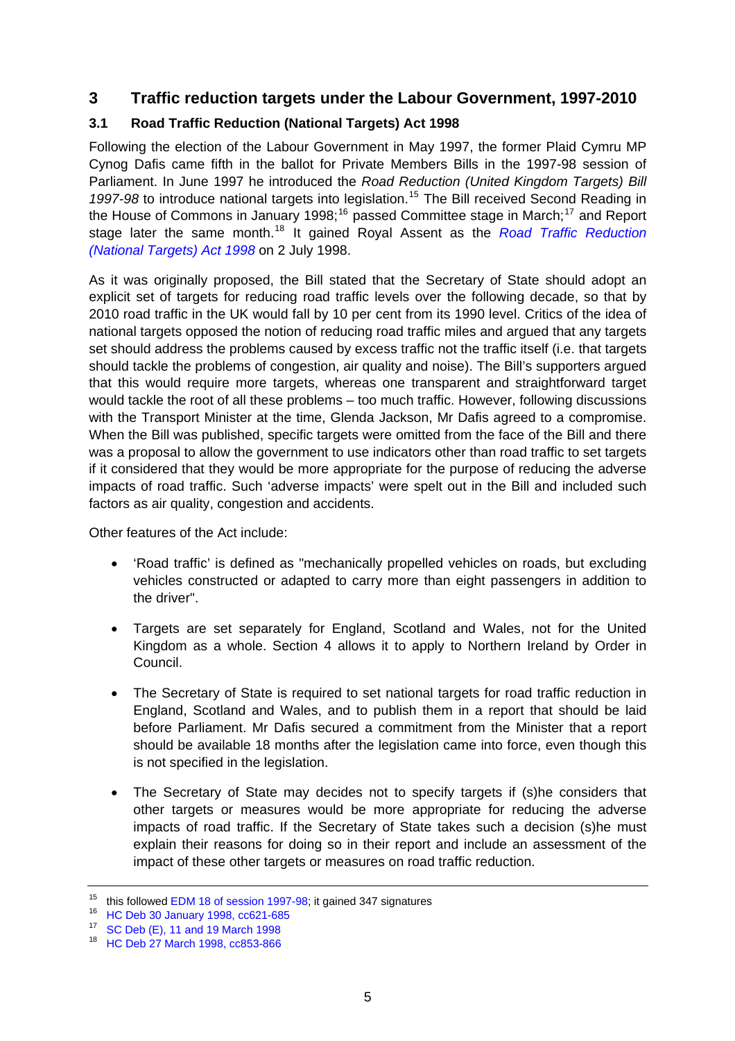## 3 Traffic reduction targets under the Labour Government, 1997-2010

### 3.1 Road Traffic Reduction (National Targets) Act 1998

Following the election of the Labour Government in May 1997, the former Plaid Cymru MP Cynog Dafis came fifth in the ballot for Private Members Bills in the 1997-98 session of Parliament. In June 1997 he introduced the *Road Reduction (United Kingdom Targets) Bill 1997-98* to introduce national targets into legislation.[15] The Bill received Second Reading in the House of Commons in January 1998;[16] passed Committee stage in March;[17] and Report stage later the same month.[18] It gained Royal Assent as the *Road Traffic Reduction (National Targets) Act 1998* on 2 July 1998.

As it was originally proposed, the Bill stated that the Secretary of State should adopt an explicit set of targets for reducing road traffic levels over the following decade, so that by 2010 road traffic in the UK would fall by 10 per cent from its 1990 level. Critics of the idea of national targets opposed the notion of reducing road traffic miles and argued that any targets set should address the problems caused by excess traffic not the traffic itself (i.e. that targets should tackle the problems of congestion, air quality and noise). The Bill's supporters argued that this would require more targets, whereas one transparent and straightforward target would tackle the root of all these problems – too much traffic. However, following discussions with the Transport Minister at the time, Glenda Jackson, Mr Dafis agreed to a compromise. When the Bill was published, specific targets were omitted from the face of the Bill and there was a proposal to allow the government to use indicators other than road traffic to set targets if it considered that they would be more appropriate for the purpose of reducing the adverse impacts of road traffic. Such 'adverse impacts' were spelt out in the Bill and included such factors as air quality, congestion and accidents.

Other features of the Act include:

- 'Road traffic' is defined as "mechanically propelled vehicles on roads, but excluding vehicles constructed or adapted to carry more than eight passengers in addition to the driver".
- Targets are set separately for England, Scotland and Wales, not for the United Kingdom as a whole. Section 4 allows it to apply to Northern Ireland by Order in Council.
- The Secretary of State is required to set national targets for road traffic reduction in England, Scotland and Wales, and to publish them in a report that should be laid before Parliament. Mr Dafis secured a commitment from the Minister that a report should be available 18 months after the legislation came into force, even though this is not specified in the legislation.
- The Secretary of State may decides not to specify targets if (s)he considers that other targets or measures would be more appropriate for reducing the adverse impacts of road traffic. If the Secretary of State takes such a decision (s)he must explain their reasons for doing so in their report and include an assessment of the impact of these other targets or measures on road traffic reduction.

---

[15] this followed EDM 18 of session 1997-98; it gained 347 signatures

[16] HC Deb 30 January 1998, cc621-685

[17] SC Deb (E), 11 and 19 March 1998

[18] HC Deb 27 March 1998, cc853-866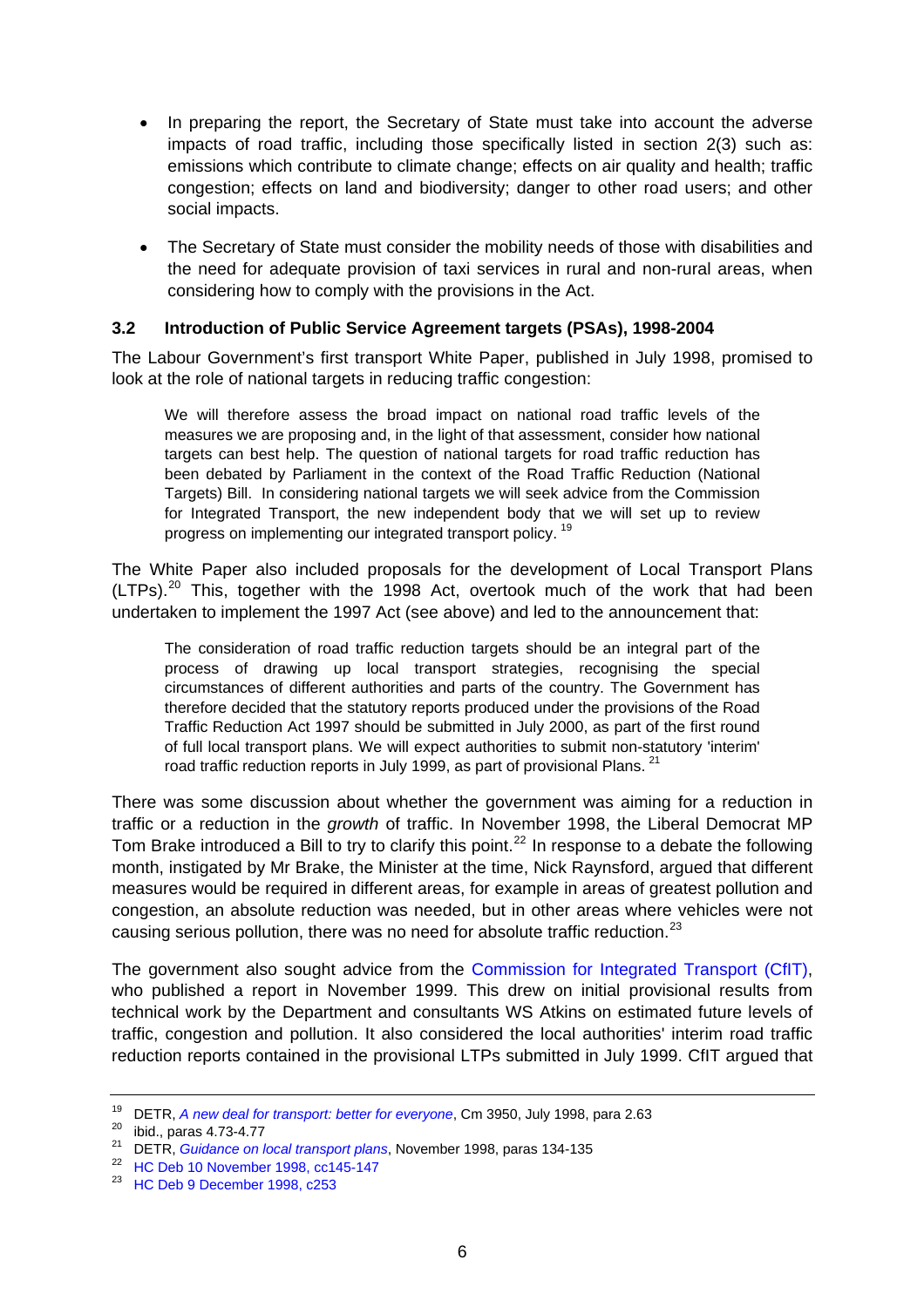- In preparing the report, the Secretary of State must take into account the adverse impacts of road traffic, including those specifically listed in section 2(3) such as: emissions which contribute to climate change; effects on air quality and health; traffic congestion; effects on land and biodiversity; danger to other road users; and other social impacts.
- The Secretary of State must consider the mobility needs of those with disabilities and the need for adequate provision of taxi services in rural and non-rural areas, when considering how to comply with the provisions in the Act.

### 3.2 Introduction of Public Service Agreement targets (PSAs), 1998-2004

The Labour Government's first transport White Paper, published in July 1998, promised to look at the role of national targets in reducing traffic congestion:

> We will therefore assess the broad impact on national road traffic levels of the measures we are proposing and, in the light of that assessment, consider how national targets can best help. The question of national targets for road traffic reduction has been debated by Parliament in the context of the Road Traffic Reduction (National Targets) Bill. In considering national targets we will seek advice from the Commission for Integrated Transport, the new independent body that we will set up to review progress on implementing our integrated transport policy. [19]

The White Paper also included proposals for the development of Local Transport Plans (LTPs).[20] This, together with the 1998 Act, overtook much of the work that had been undertaken to implement the 1997 Act (see above) and led to the announcement that:

> The consideration of road traffic reduction targets should be an integral part of the process of drawing up local transport strategies, recognising the special circumstances of different authorities and parts of the country. The Government has therefore decided that the statutory reports produced under the provisions of the Road Traffic Reduction Act 1997 should be submitted in July 2000, as part of the first round of full local transport plans. We will expect authorities to submit non-statutory 'interim' road traffic reduction reports in July 1999, as part of provisional Plans. [21]

There was some discussion about whether the government was aiming for a reduction in traffic or a reduction in the *growth* of traffic. In November 1998, the Liberal Democrat MP Tom Brake introduced a Bill to try to clarify this point.[22] In response to a debate the following month, instigated by Mr Brake, the Minister at the time, Nick Raynsford, argued that different measures would be required in different areas, for example in areas of greatest pollution and congestion, an absolute reduction was needed, but in other areas where vehicles were not causing serious pollution, there was no need for absolute traffic reduction.[23]

The government also sought advice from the Commission for Integrated Transport (CfIT), who published a report in November 1999. This drew on initial provisional results from technical work by the Department and consultants WS Atkins on estimated future levels of traffic, congestion and pollution. It also considered the local authorities' interim road traffic reduction reports contained in the provisional LTPs submitted in July 1999. CfIT argued that

---

[19] DETR, *A new deal for transport: better for everyone*, Cm 3950, July 1998, para 2.63

[20] ibid., paras 4.73-4.77

[21] DETR, *Guidance on local transport plans*, November 1998, paras 134-135

[22] HC Deb 10 November 1998, cc145-147

[23] HC Deb 9 December 1998, c253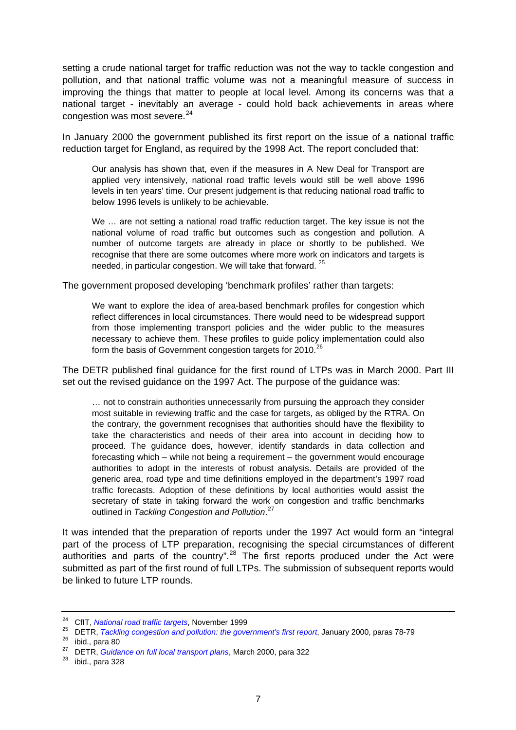setting a crude national target for traffic reduction was not the way to tackle congestion and pollution, and that national traffic volume was not a meaningful measure of success in improving the things that matter to people at local level. Among its concerns was that a national target - inevitably an average - could hold back achievements in areas where congestion was most severe.[24]

In January 2000 the government published its first report on the issue of a national traffic reduction target for England, as required by the 1998 Act. The report concluded that:

> Our analysis has shown that, even if the measures in A New Deal for Transport are applied very intensively, national road traffic levels would still be well above 1996 levels in ten years' time. Our present judgement is that reducing national road traffic to below 1996 levels is unlikely to be achievable.
>
> We … are not setting a national road traffic reduction target. The key issue is not the national volume of road traffic but outcomes such as congestion and pollution. A number of outcome targets are already in place or shortly to be published. We recognise that there are some outcomes where more work on indicators and targets is needed, in particular congestion. We will take that forward. [25]

The government proposed developing 'benchmark profiles' rather than targets:

> We want to explore the idea of area-based benchmark profiles for congestion which reflect differences in local circumstances. There would need to be widespread support from those implementing transport policies and the wider public to the measures necessary to achieve them. These profiles to guide policy implementation could also form the basis of Government congestion targets for 2010.[26]

The DETR published final guidance for the first round of LTPs was in March 2000. Part III set out the revised guidance on the 1997 Act. The purpose of the guidance was:

> … not to constrain authorities unnecessarily from pursuing the approach they consider most suitable in reviewing traffic and the case for targets, as obliged by the RTRA. On the contrary, the government recognises that authorities should have the flexibility to take the characteristics and needs of their area into account in deciding how to proceed. The guidance does, however, identify standards in data collection and forecasting which – while not being a requirement – the government would encourage authorities to adopt in the interests of robust analysis. Details are provided of the generic area, road type and time definitions employed in the department's 1997 road traffic forecasts. Adoption of these definitions by local authorities would assist the secretary of state in taking forward the work on congestion and traffic benchmarks outlined in *Tackling Congestion and Pollution*.[27]

It was intended that the preparation of reports under the 1997 Act would form an "integral part of the process of LTP preparation, recognising the special circumstances of different authorities and parts of the country".[28] The first reports produced under the Act were submitted as part of the first round of full LTPs. The submission of subsequent reports would be linked to future LTP rounds.

---

[24] CfIT, *National road traffic targets*, November 1999

[25] DETR, *Tackling congestion and pollution: the government's first report*, January 2000, paras 78-79

[26] ibid., para 80

[27] DETR, *Guidance on full local transport plans*, March 2000, para 322

[28] ibid., para 328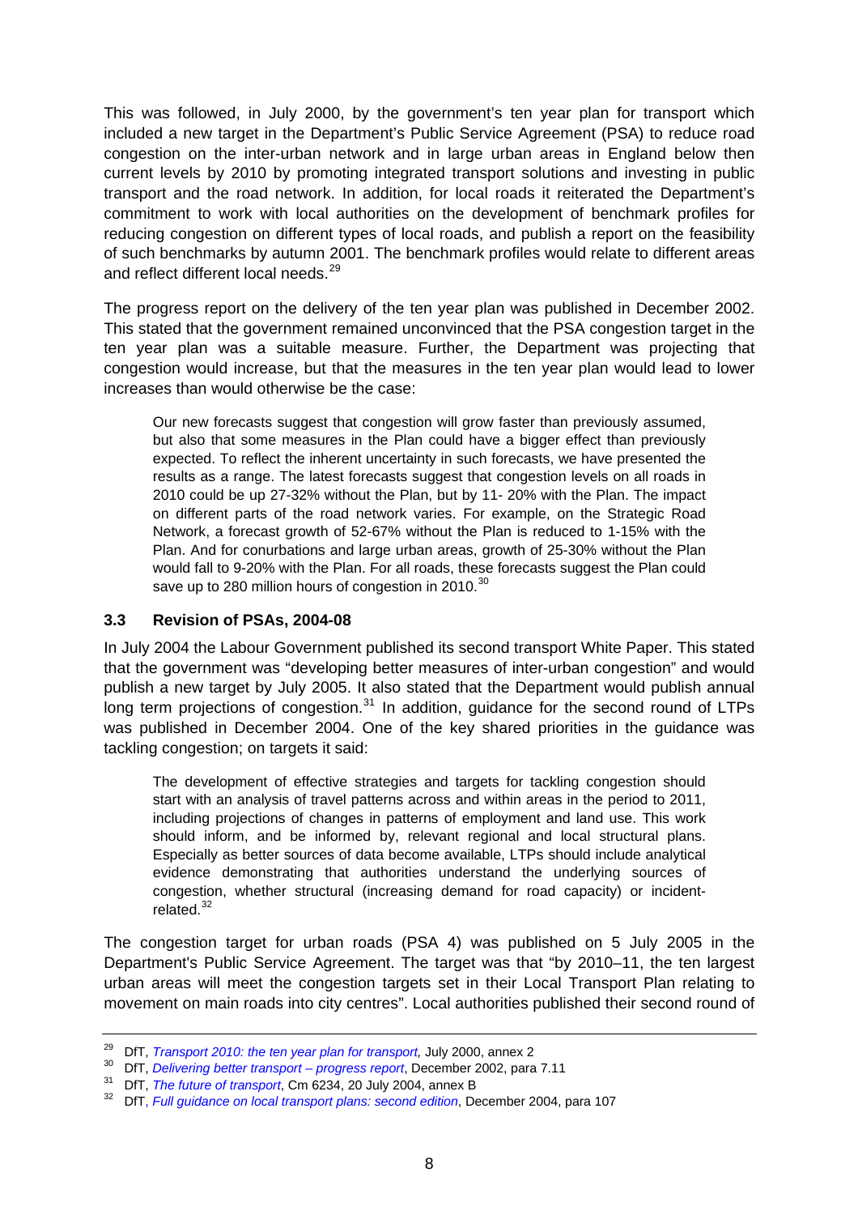This was followed, in July 2000, by the government's ten year plan for transport which included a new target in the Department's Public Service Agreement (PSA) to reduce road congestion on the inter-urban network and in large urban areas in England below then current levels by 2010 by promoting integrated transport solutions and investing in public transport and the road network. In addition, for local roads it reiterated the Department's commitment to work with local authorities on the development of benchmark profiles for reducing congestion on different types of local roads, and publish a report on the feasibility of such benchmarks by autumn 2001. The benchmark profiles would relate to different areas and reflect different local needs.[29]

The progress report on the delivery of the ten year plan was published in December 2002. This stated that the government remained unconvinced that the PSA congestion target in the ten year plan was a suitable measure. Further, the Department was projecting that congestion would increase, but that the measures in the ten year plan would lead to lower increases than would otherwise be the case:

> Our new forecasts suggest that congestion will grow faster than previously assumed, but also that some measures in the Plan could have a bigger effect than previously expected. To reflect the inherent uncertainty in such forecasts, we have presented the results as a range. The latest forecasts suggest that congestion levels on all roads in 2010 could be up 27-32% without the Plan, but by 11- 20% with the Plan. The impact on different parts of the road network varies. For example, on the Strategic Road Network, a forecast growth of 52-67% without the Plan is reduced to 1-15% with the Plan. And for conurbations and large urban areas, growth of 25-30% without the Plan would fall to 9-20% with the Plan. For all roads, these forecasts suggest the Plan could save up to 280 million hours of congestion in 2010.[30]

### 3.3 Revision of PSAs, 2004-08

In July 2004 the Labour Government published its second transport White Paper. This stated that the government was "developing better measures of inter-urban congestion" and would publish a new target by July 2005. It also stated that the Department would publish annual long term projections of congestion.[31] In addition, guidance for the second round of LTPs was published in December 2004. One of the key shared priorities in the guidance was tackling congestion; on targets it said:

> The development of effective strategies and targets for tackling congestion should start with an analysis of travel patterns across and within areas in the period to 2011, including projections of changes in patterns of employment and land use. This work should inform, and be informed by, relevant regional and local structural plans. Especially as better sources of data become available, LTPs should include analytical evidence demonstrating that authorities understand the underlying sources of congestion, whether structural (increasing demand for road capacity) or incident-related.[32]

The congestion target for urban roads (PSA 4) was published on 5 July 2005 in the Department's Public Service Agreement. The target was that "by 2010–11, the ten largest urban areas will meet the congestion targets set in their Local Transport Plan relating to movement on main roads into city centres". Local authorities published their second round of

---

[29] DfT, *Transport 2010: the ten year plan for transport,* July 2000, annex 2

[30] DfT, *Delivering better transport – progress report*, December 2002, para 7.11

[31] DfT, *The future of transport*, Cm 6234, 20 July 2004, annex B

[32] DfT, *Full guidance on local transport plans: second edition*, December 2004, para 107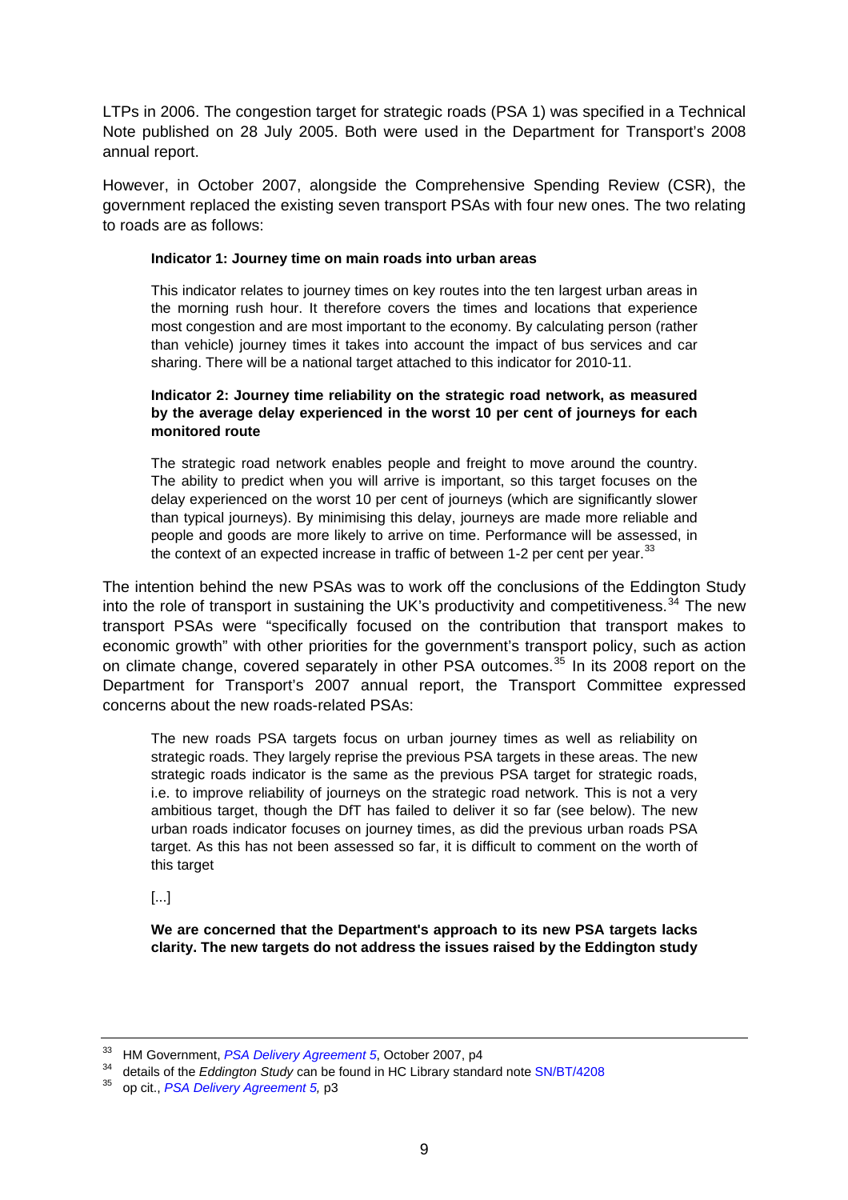LTPs in 2006. The congestion target for strategic roads (PSA 1) was specified in a Technical Note published on 28 July 2005. Both were used in the Department for Transport's 2008 annual report.

However, in October 2007, alongside the Comprehensive Spending Review (CSR), the government replaced the existing seven transport PSAs with four new ones. The two relating to roads are as follows:

> **Indicator 1: Journey time on main roads into urban areas**
>
> This indicator relates to journey times on key routes into the ten largest urban areas in the morning rush hour. It therefore covers the times and locations that experience most congestion and are most important to the economy. By calculating person (rather than vehicle) journey times it takes into account the impact of bus services and car sharing. There will be a national target attached to this indicator for 2010-11.
>
> **Indicator 2: Journey time reliability on the strategic road network, as measured by the average delay experienced in the worst 10 per cent of journeys for each monitored route**
>
> The strategic road network enables people and freight to move around the country. The ability to predict when you will arrive is important, so this target focuses on the delay experienced on the worst 10 per cent of journeys (which are significantly slower than typical journeys). By minimising this delay, journeys are made more reliable and people and goods are more likely to arrive on time. Performance will be assessed, in the context of an expected increase in traffic of between 1-2 per cent per year.[33]

The intention behind the new PSAs was to work off the conclusions of the Eddington Study into the role of transport in sustaining the UK's productivity and competitiveness.[34] The new transport PSAs were "specifically focused on the contribution that transport makes to economic growth" with other priorities for the government's transport policy, such as action on climate change, covered separately in other PSA outcomes.[35] In its 2008 report on the Department for Transport's 2007 annual report, the Transport Committee expressed concerns about the new roads-related PSAs:

> The new roads PSA targets focus on urban journey times as well as reliability on strategic roads. They largely reprise the previous PSA targets in these areas. The new strategic roads indicator is the same as the previous PSA target for strategic roads, i.e. to improve reliability of journeys on the strategic road network. This is not a very ambitious target, though the DfT has failed to deliver it so far (see below). The new urban roads indicator focuses on journey times, as did the previous urban roads PSA target. As this has not been assessed so far, it is difficult to comment on the worth of this target
>
> [...]
>
> **We are concerned that the Department's approach to its new PSA targets lacks clarity. The new targets do not address the issues raised by the Eddington study**

---

[33] HM Government, *PSA Delivery Agreement 5*, October 2007, p4

[34] details of the *Eddington Study* can be found in HC Library standard note SN/BT/4208

[35] op cit., *PSA Delivery Agreement 5,* p3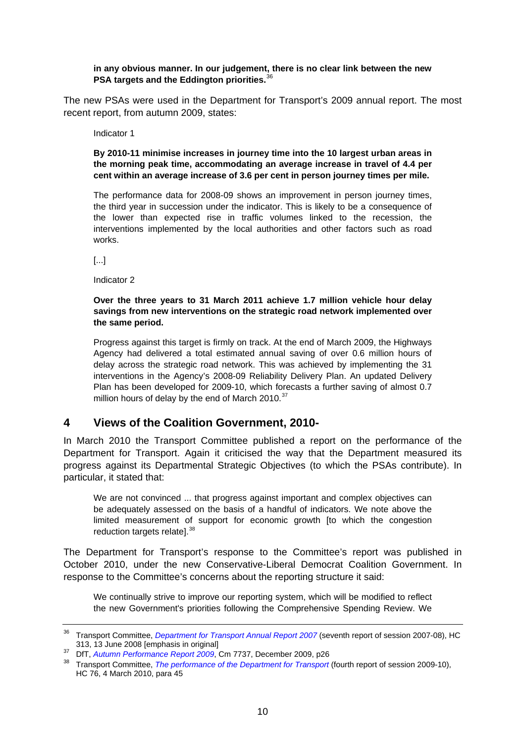> **in any obvious manner. In our judgement, there is no clear link between the new PSA targets and the Eddington priorities.**[36]

The new PSAs were used in the Department for Transport's 2009 annual report. The most recent report, from autumn 2009, states:

> Indicator 1
>
> **By 2010-11 minimise increases in journey time into the 10 largest urban areas in the morning peak time, accommodating an average increase in travel of 4.4 per cent within an average increase of 3.6 per cent in person journey times per mile.**
>
> The performance data for 2008-09 shows an improvement in person journey times, the third year in succession under the indicator. This is likely to be a consequence of the lower than expected rise in traffic volumes linked to the recession, the interventions implemented by the local authorities and other factors such as road works.
>
> [...]
>
> Indicator 2
>
> **Over the three years to 31 March 2011 achieve 1.7 million vehicle hour delay savings from new interventions on the strategic road network implemented over the same period.**
>
> Progress against this target is firmly on track. At the end of March 2009, the Highways Agency had delivered a total estimated annual saving of over 0.6 million hours of delay across the strategic road network. This was achieved by implementing the 31 interventions in the Agency's 2008-09 Reliability Delivery Plan. An updated Delivery Plan has been developed for 2009-10, which forecasts a further saving of almost 0.7 million hours of delay by the end of March 2010.[37]

## 4 Views of the Coalition Government, 2010-

In March 2010 the Transport Committee published a report on the performance of the Department for Transport. Again it criticised the way that the Department measured its progress against its Departmental Strategic Objectives (to which the PSAs contribute). In particular, it stated that:

> We are not convinced ... that progress against important and complex objectives can be adequately assessed on the basis of a handful of indicators. We note above the limited measurement of support for economic growth [to which the congestion reduction targets relate].[38]

The Department for Transport's response to the Committee's report was published in October 2010, under the new Conservative-Liberal Democrat Coalition Government. In response to the Committee's concerns about the reporting structure it said:

> We continually strive to improve our reporting system, which will be modified to reflect the new Government's priorities following the Comprehensive Spending Review. We

---

[36] Transport Committee, *Department for Transport Annual Report 2007* (seventh report of session 2007-08), HC 313, 13 June 2008 [emphasis in original]

[37] DfT, *Autumn Performance Report 2009*, Cm 7737, December 2009, p26

[38] Transport Committee, *The performance of the Department for Transport* (fourth report of session 2009-10), HC 76, 4 March 2010, para 45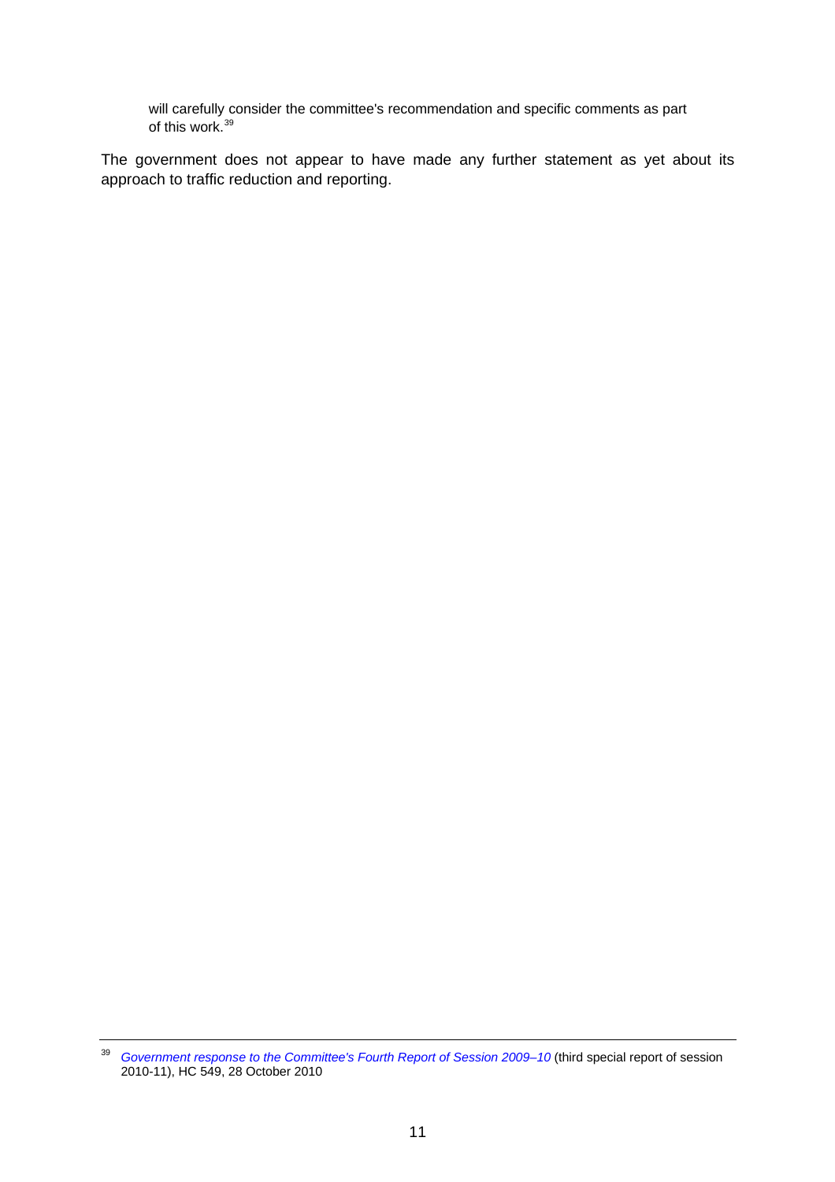> will carefully consider the committee's recommendation and specific comments as part of this work.[39]

The government does not appear to have made any further statement as yet about its approach to traffic reduction and reporting.

---

[39] *Government response to the Committee's Fourth Report of Session 2009–10* (third special report of session 2010-11), HC 549, 28 October 2010